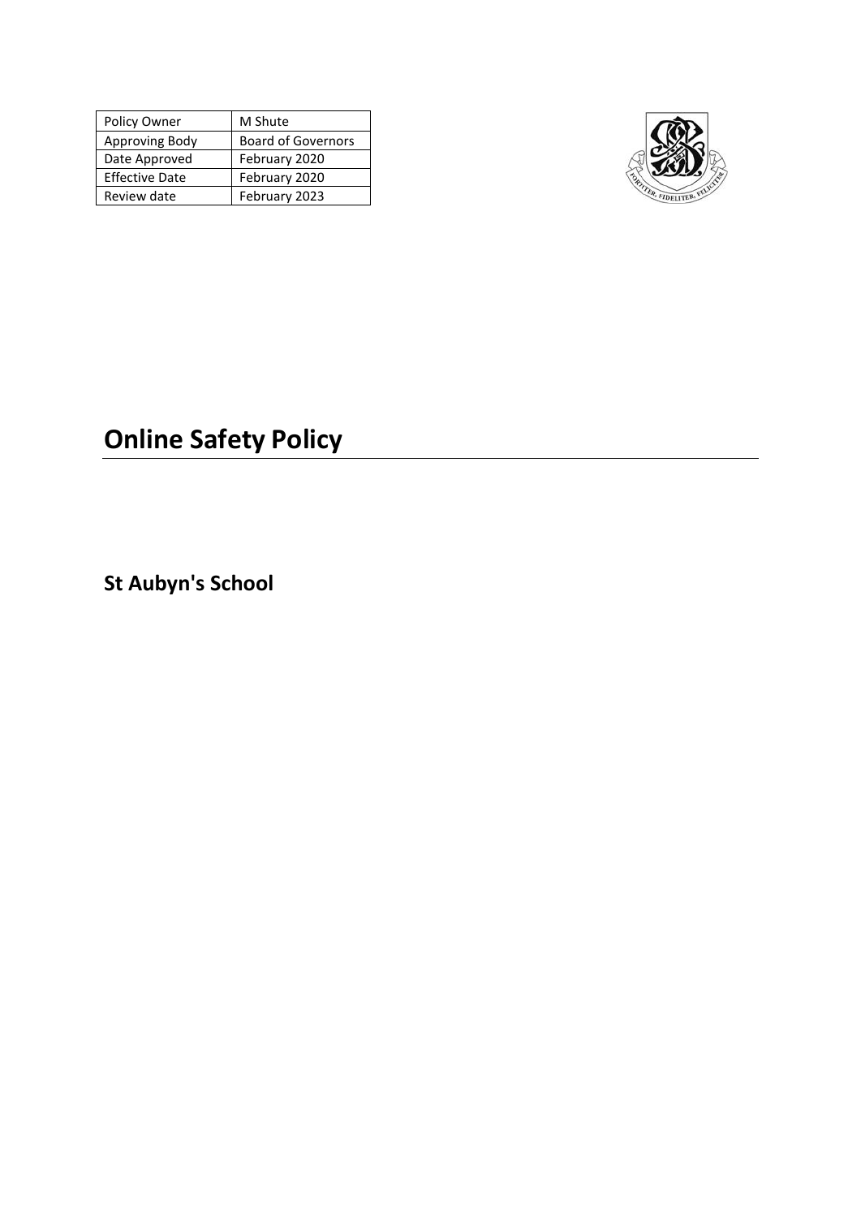| Policy Owner | M Shute |
|---|---|
| Approving Body | Board of Governors |
| Date Approved | February 2020 |
| Effective Date | February 2020 |
| Review date | February 2023 |

# Online Safety Policy

## St Aubyn's School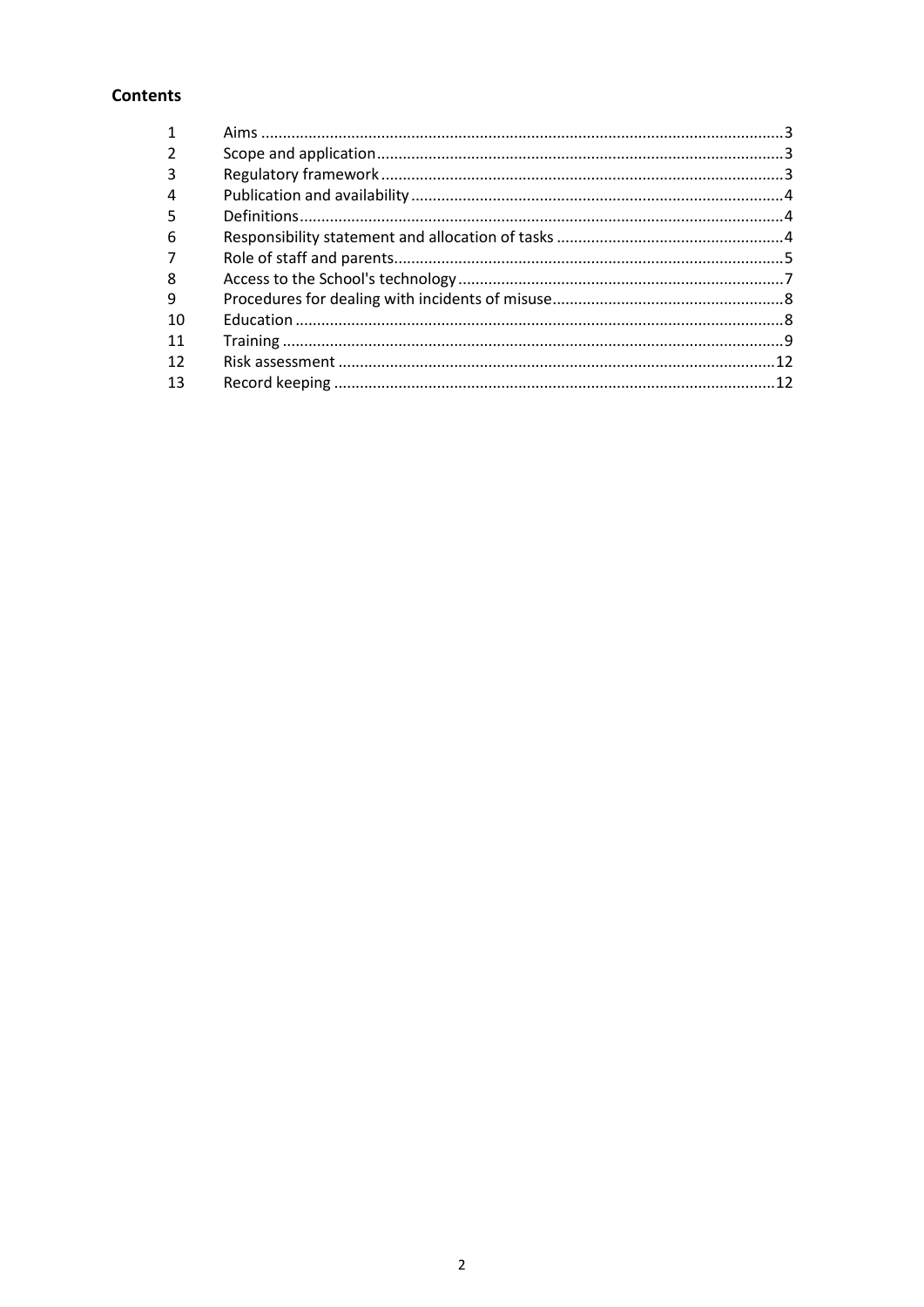## Contents

| | | |
|---|---|---|
| 1 | Aims | 3 |
| 2 | Scope and application | 3 |
| 3 | Regulatory framework | 3 |
| 4 | Publication and availability | 4 |
| 5 | Definitions | 4 |
| 6 | Responsibility statement and allocation of tasks | 4 |
| 7 | Role of staff and parents | 5 |
| 8 | Access to the School's technology | 7 |
| 9 | Procedures for dealing with incidents of misuse | 8 |
| 10 | Education | 8 |
| 11 | Training | 9 |
| 12 | Risk assessment | 12 |
| 13 | Record keeping | 12 |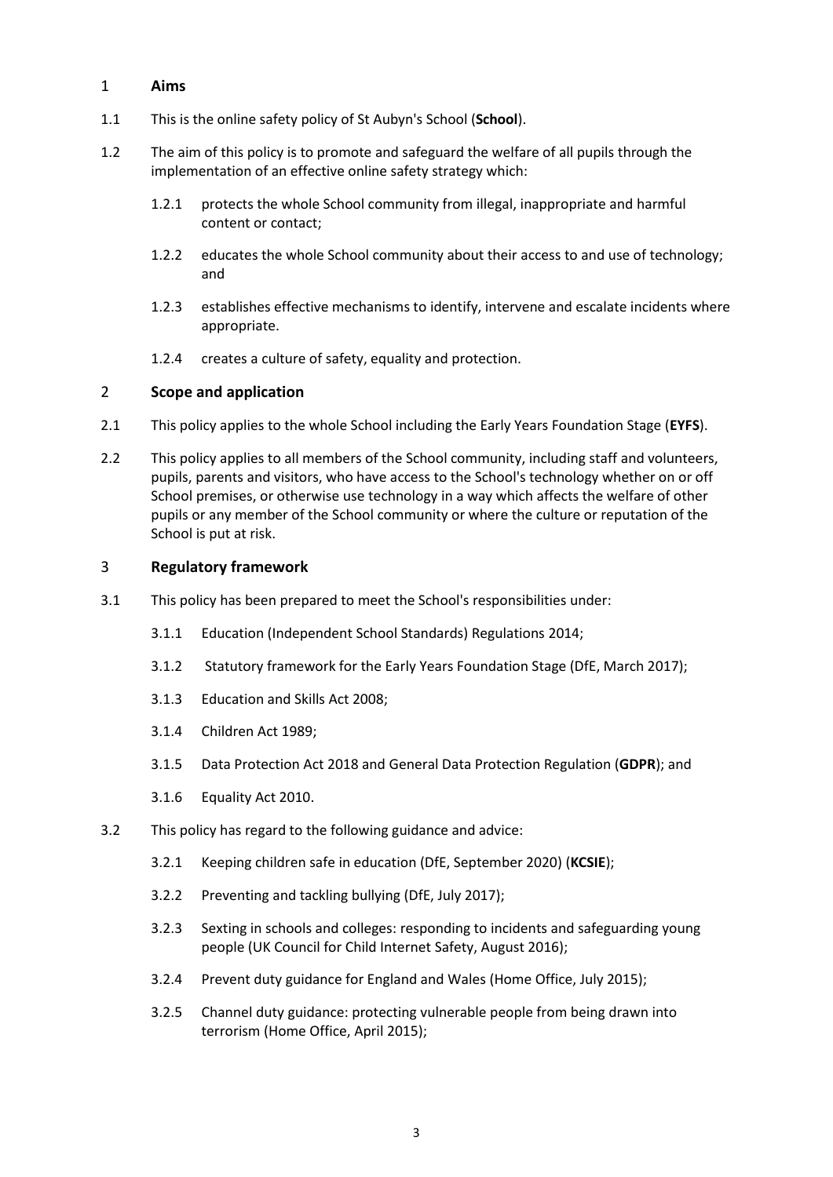## 1 Aims

1.1 This is the online safety policy of St Aubyn's School (**School**).

1.2 The aim of this policy is to promote and safeguard the welfare of all pupils through the implementation of an effective online safety strategy which:

1.2.1 protects the whole School community from illegal, inappropriate and harmful content or contact;

1.2.2 educates the whole School community about their access to and use of technology; and

1.2.3 establishes effective mechanisms to identify, intervene and escalate incidents where appropriate.

1.2.4 creates a culture of safety, equality and protection.

## 2 Scope and application

2.1 This policy applies to the whole School including the Early Years Foundation Stage (**EYFS**).

2.2 This policy applies to all members of the School community, including staff and volunteers, pupils, parents and visitors, who have access to the School's technology whether on or off School premises, or otherwise use technology in a way which affects the welfare of other pupils or any member of the School community or where the culture or reputation of the School is put at risk.

## 3 Regulatory framework

3.1 This policy has been prepared to meet the School's responsibilities under:

3.1.1 Education (Independent School Standards) Regulations 2014;

3.1.2 Statutory framework for the Early Years Foundation Stage (DfE, March 2017);

3.1.3 Education and Skills Act 2008;

3.1.4 Children Act 1989;

3.1.5 Data Protection Act 2018 and General Data Protection Regulation (**GDPR**); and

3.1.6 Equality Act 2010.

3.2 This policy has regard to the following guidance and advice:

3.2.1 Keeping children safe in education (DfE, September 2020) (**KCSIE**);

3.2.2 Preventing and tackling bullying (DfE, July 2017);

3.2.3 Sexting in schools and colleges: responding to incidents and safeguarding young people (UK Council for Child Internet Safety, August 2016);

3.2.4 Prevent duty guidance for England and Wales (Home Office, July 2015);

3.2.5 Channel duty guidance: protecting vulnerable people from being drawn into terrorism (Home Office, April 2015);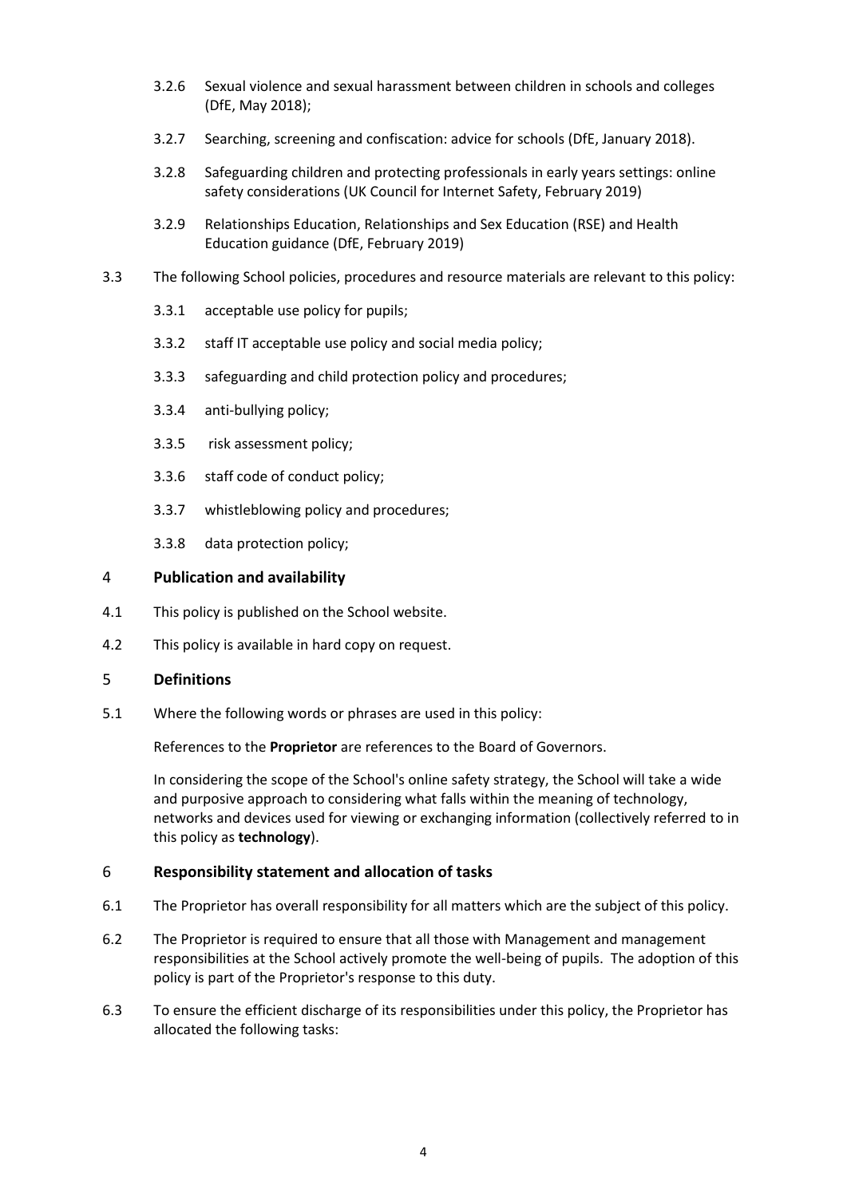3.2.6 Sexual violence and sexual harassment between children in schools and colleges (DfE, May 2018);

3.2.7 Searching, screening and confiscation: advice for schools (DfE, January 2018).

3.2.8 Safeguarding children and protecting professionals in early years settings: online safety considerations (UK Council for Internet Safety, February 2019)

3.2.9 Relationships Education, Relationships and Sex Education (RSE) and Health Education guidance (DfE, February 2019)

3.3 The following School policies, procedures and resource materials are relevant to this policy:

3.3.1 acceptable use policy for pupils;

3.3.2 staff IT acceptable use policy and social media policy;

3.3.3 safeguarding and child protection policy and procedures;

3.3.4 anti-bullying policy;

3.3.5 risk assessment policy;

3.3.6 staff code of conduct policy;

3.3.7 whistleblowing policy and procedures;

3.3.8 data protection policy;

## 4 Publication and availability

4.1 This policy is published on the School website.

4.2 This policy is available in hard copy on request.

## 5 Definitions

5.1 Where the following words or phrases are used in this policy:

References to the **Proprietor** are references to the Board of Governors.

In considering the scope of the School's online safety strategy, the School will take a wide and purposive approach to considering what falls within the meaning of technology, networks and devices used for viewing or exchanging information (collectively referred to in this policy as **technology**).

## 6 Responsibility statement and allocation of tasks

6.1 The Proprietor has overall responsibility for all matters which are the subject of this policy.

6.2 The Proprietor is required to ensure that all those with Management and management responsibilities at the School actively promote the well-being of pupils. The adoption of this policy is part of the Proprietor's response to this duty.

6.3 To ensure the efficient discharge of its responsibilities under this policy, the Proprietor has allocated the following tasks: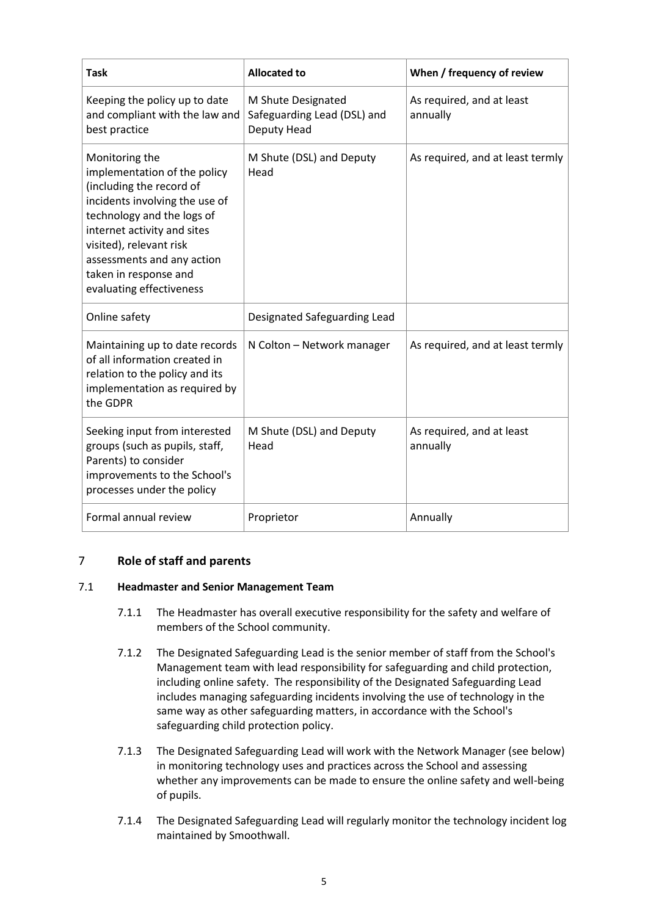| Task | Allocated to | When / frequency of review |
| --- | --- | --- |
| Keeping the policy up to date and compliant with the law and best practice | M Shute Designated Safeguarding Lead (DSL) and Deputy Head | As required, and at least annually |
| Monitoring the implementation of the policy (including the record of incidents involving the use of technology and the logs of internet activity and sites visited), relevant risk assessments and any action taken in response and evaluating effectiveness | M Shute (DSL) and Deputy Head | As required, and at least termly |
| Online safety | Designated Safeguarding Lead | |
| Maintaining up to date records of all information created in relation to the policy and its implementation as required by the GDPR | N Colton – Network manager | As required, and at least termly |
| Seeking input from interested groups (such as pupils, staff, Parents) to consider improvements to the School's processes under the policy | M Shute (DSL) and Deputy Head | As required, and at least annually |
| Formal annual review | Proprietor | Annually |

## 7 Role of staff and parents

### 7.1 Headmaster and Senior Management Team

7.1.1 The Headmaster has overall executive responsibility for the safety and welfare of members of the School community.

7.1.2 The Designated Safeguarding Lead is the senior member of staff from the School's Management team with lead responsibility for safeguarding and child protection, including online safety. The responsibility of the Designated Safeguarding Lead includes managing safeguarding incidents involving the use of technology in the same way as other safeguarding matters, in accordance with the School's safeguarding child protection policy.

7.1.3 The Designated Safeguarding Lead will work with the Network Manager (see below) in monitoring technology uses and practices across the School and assessing whether any improvements can be made to ensure the online safety and well-being of pupils.

7.1.4 The Designated Safeguarding Lead will regularly monitor the technology incident log maintained by Smoothwall.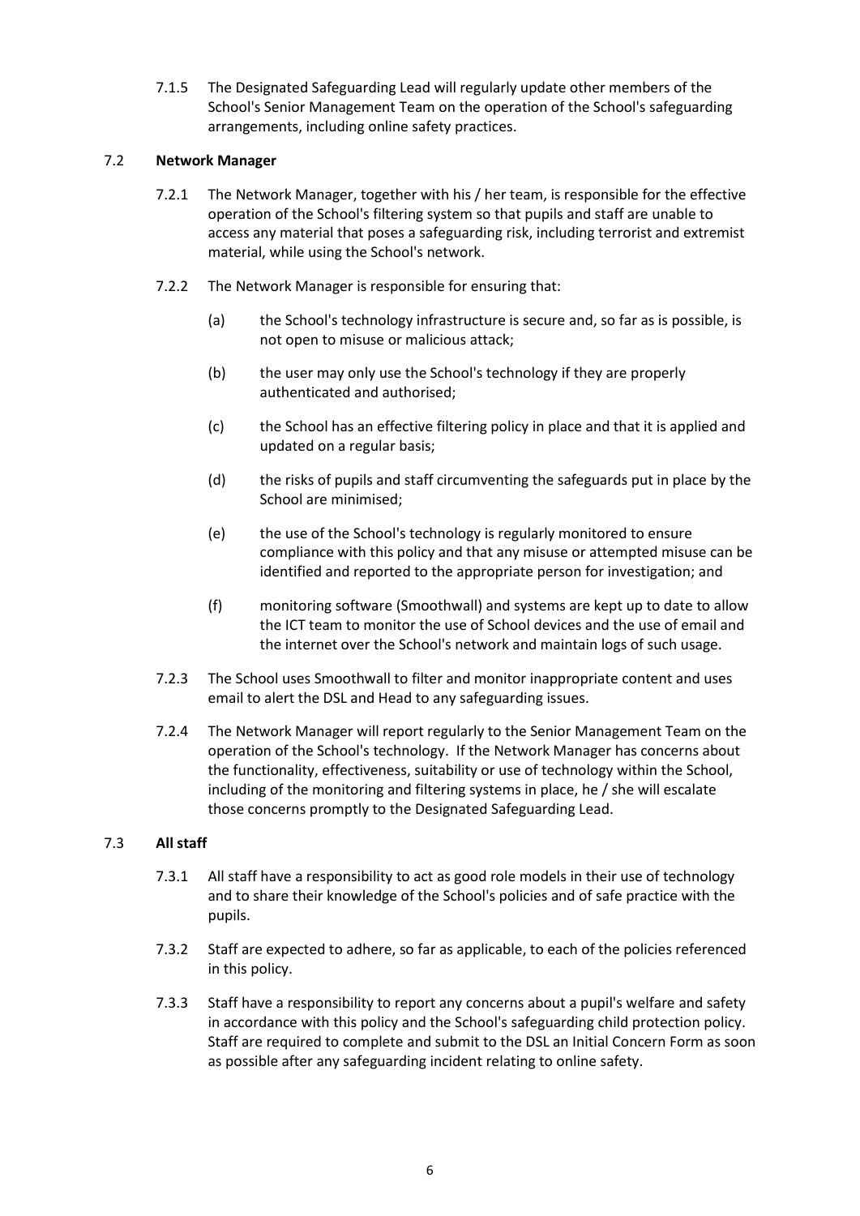7.1.5 The Designated Safeguarding Lead will regularly update other members of the School's Senior Management Team on the operation of the School's safeguarding arrangements, including online safety practices.

### 7.2 Network Manager

7.2.1 The Network Manager, together with his / her team, is responsible for the effective operation of the School's filtering system so that pupils and staff are unable to access any material that poses a safeguarding risk, including terrorist and extremist material, while using the School's network.

7.2.2 The Network Manager is responsible for ensuring that:

(a) the School's technology infrastructure is secure and, so far as is possible, is not open to misuse or malicious attack;

(b) the user may only use the School's technology if they are properly authenticated and authorised;

(c) the School has an effective filtering policy in place and that it is applied and updated on a regular basis;

(d) the risks of pupils and staff circumventing the safeguards put in place by the School are minimised;

(e) the use of the School's technology is regularly monitored to ensure compliance with this policy and that any misuse or attempted misuse can be identified and reported to the appropriate person for investigation; and

(f) monitoring software (Smoothwall) and systems are kept up to date to allow the ICT team to monitor the use of School devices and the use of email and the internet over the School's network and maintain logs of such usage.

7.2.3 The School uses Smoothwall to filter and monitor inappropriate content and uses email to alert the DSL and Head to any safeguarding issues.

7.2.4 The Network Manager will report regularly to the Senior Management Team on the operation of the School's technology. If the Network Manager has concerns about the functionality, effectiveness, suitability or use of technology within the School, including of the monitoring and filtering systems in place, he / she will escalate those concerns promptly to the Designated Safeguarding Lead.

### 7.3 All staff

7.3.1 All staff have a responsibility to act as good role models in their use of technology and to share their knowledge of the School's policies and of safe practice with the pupils.

7.3.2 Staff are expected to adhere, so far as applicable, to each of the policies referenced in this policy.

7.3.3 Staff have a responsibility to report any concerns about a pupil's welfare and safety in accordance with this policy and the School's safeguarding child protection policy. Staff are required to complete and submit to the DSL an Initial Concern Form as soon as possible after any safeguarding incident relating to online safety.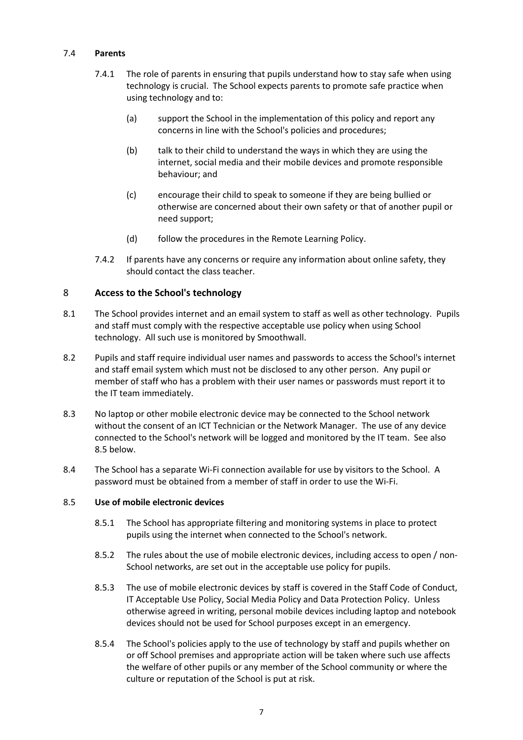### 7.4 **Parents**

7.4.1 The role of parents in ensuring that pupils understand how to stay safe when using technology is crucial. The School expects parents to promote safe practice when using technology and to:

(a) support the School in the implementation of this policy and report any concerns in line with the School's policies and procedures;

(b) talk to their child to understand the ways in which they are using the internet, social media and their mobile devices and promote responsible behaviour; and

(c) encourage their child to speak to someone if they are being bullied or otherwise are concerned about their own safety or that of another pupil or need support;

(d) follow the procedures in the Remote Learning Policy.

7.4.2 If parents have any concerns or require any information about online safety, they should contact the class teacher.

## 8 Access to the School's technology

8.1 The School provides internet and an email system to staff as well as other technology. Pupils and staff must comply with the respective acceptable use policy when using School technology. All such use is monitored by Smoothwall.

8.2 Pupils and staff require individual user names and passwords to access the School's internet and staff email system which must not be disclosed to any other person. Any pupil or member of staff who has a problem with their user names or passwords must report it to the IT team immediately.

8.3 No laptop or other mobile electronic device may be connected to the School network without the consent of an ICT Technician or the Network Manager. The use of any device connected to the School's network will be logged and monitored by the IT team. See also 8.5 below.

8.4 The School has a separate Wi-Fi connection available for use by visitors to the School. A password must be obtained from a member of staff in order to use the Wi-Fi.

### 8.5 **Use of mobile electronic devices**

8.5.1 The School has appropriate filtering and monitoring systems in place to protect pupils using the internet when connected to the School's network.

8.5.2 The rules about the use of mobile electronic devices, including access to open / non-School networks, are set out in the acceptable use policy for pupils.

8.5.3 The use of mobile electronic devices by staff is covered in the Staff Code of Conduct, IT Acceptable Use Policy, Social Media Policy and Data Protection Policy. Unless otherwise agreed in writing, personal mobile devices including laptop and notebook devices should not be used for School purposes except in an emergency.

8.5.4 The School's policies apply to the use of technology by staff and pupils whether on or off School premises and appropriate action will be taken where such use affects the welfare of other pupils or any member of the School community or where the culture or reputation of the School is put at risk.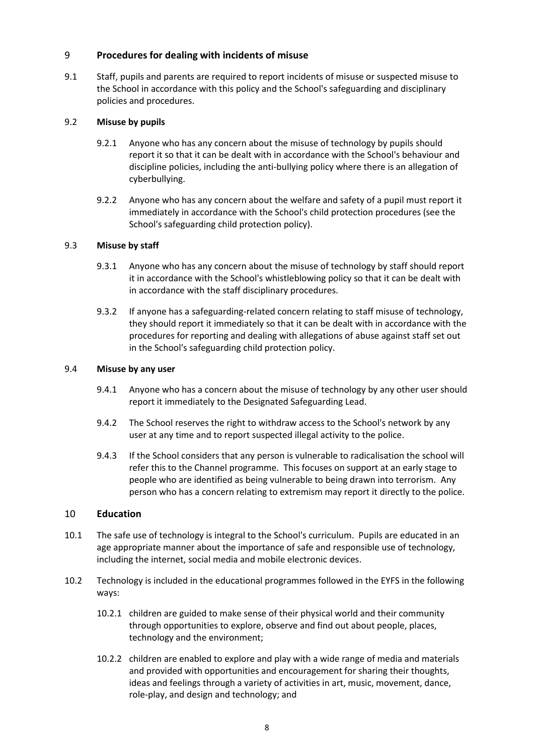## 9 Procedures for dealing with incidents of misuse

9.1 Staff, pupils and parents are required to report incidents of misuse or suspected misuse to the School in accordance with this policy and the School's safeguarding and disciplinary policies and procedures.

### 9.2 Misuse by pupils

9.2.1 Anyone who has any concern about the misuse of technology by pupils should report it so that it can be dealt with in accordance with the School's behaviour and discipline policies, including the anti-bullying policy where there is an allegation of cyberbullying.

9.2.2 Anyone who has any concern about the welfare and safety of a pupil must report it immediately in accordance with the School's child protection procedures (see the School's safeguarding child protection policy).

### 9.3 Misuse by staff

9.3.1 Anyone who has any concern about the misuse of technology by staff should report it in accordance with the School's whistleblowing policy so that it can be dealt with in accordance with the staff disciplinary procedures.

9.3.2 If anyone has a safeguarding-related concern relating to staff misuse of technology, they should report it immediately so that it can be dealt with in accordance with the procedures for reporting and dealing with allegations of abuse against staff set out in the School's safeguarding child protection policy.

### 9.4 Misuse by any user

9.4.1 Anyone who has a concern about the misuse of technology by any other user should report it immediately to the Designated Safeguarding Lead.

9.4.2 The School reserves the right to withdraw access to the School's network by any user at any time and to report suspected illegal activity to the police.

9.4.3 If the School considers that any person is vulnerable to radicalisation the school will refer this to the Channel programme. This focuses on support at an early stage to people who are identified as being vulnerable to being drawn into terrorism. Any person who has a concern relating to extremism may report it directly to the police.

## 10 Education

10.1 The safe use of technology is integral to the School's curriculum. Pupils are educated in an age appropriate manner about the importance of safe and responsible use of technology, including the internet, social media and mobile electronic devices.

10.2 Technology is included in the educational programmes followed in the EYFS in the following ways:

10.2.1 children are guided to make sense of their physical world and their community through opportunities to explore, observe and find out about people, places, technology and the environment;

10.2.2 children are enabled to explore and play with a wide range of media and materials and provided with opportunities and encouragement for sharing their thoughts, ideas and feelings through a variety of activities in art, music, movement, dance, role-play, and design and technology; and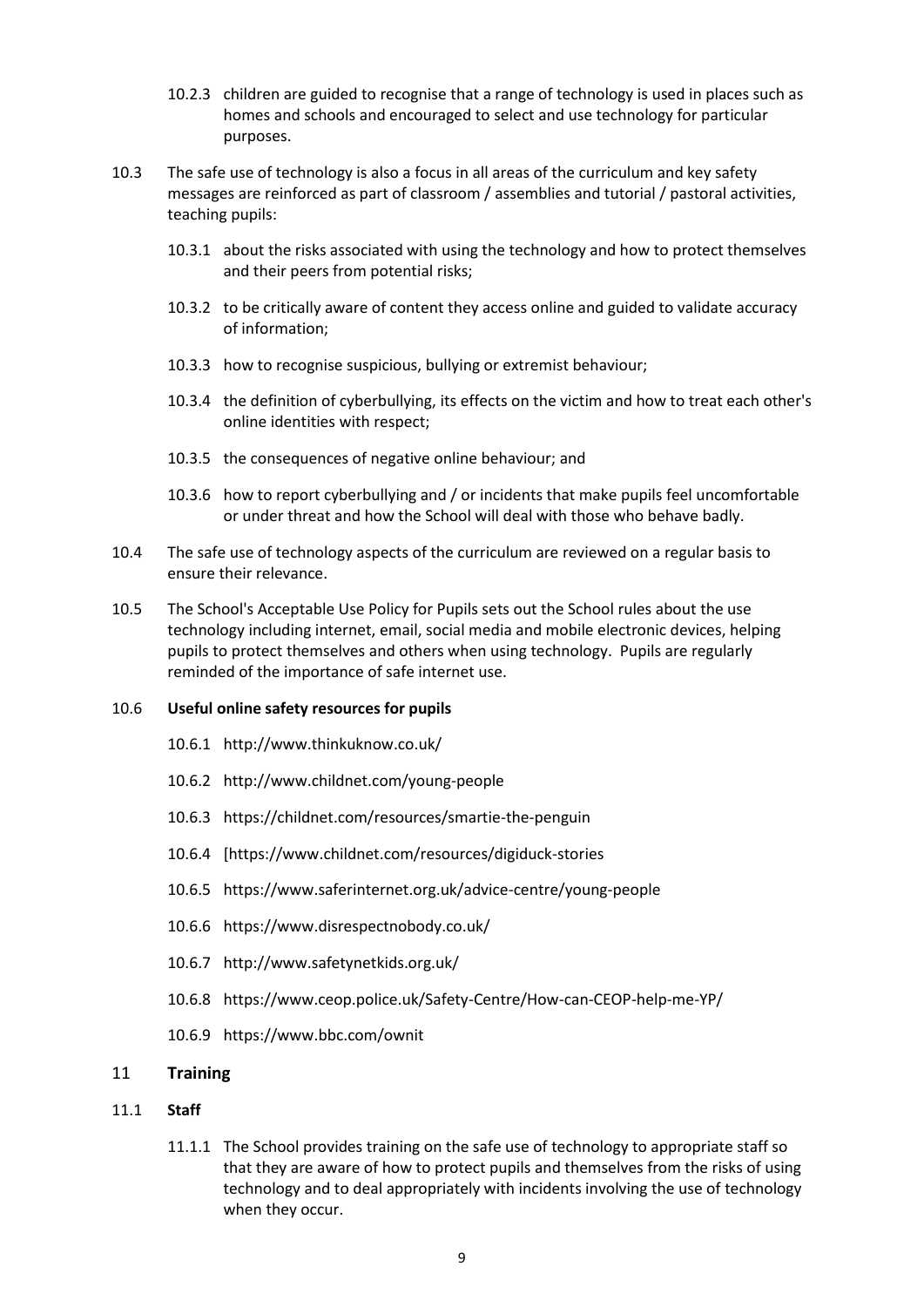10.2.3 children are guided to recognise that a range of technology is used in places such as homes and schools and encouraged to select and use technology for particular purposes.

10.3 The safe use of technology is also a focus in all areas of the curriculum and key safety messages are reinforced as part of classroom / assemblies and tutorial / pastoral activities, teaching pupils:

10.3.1 about the risks associated with using the technology and how to protect themselves and their peers from potential risks;

10.3.2 to be critically aware of content they access online and guided to validate accuracy of information;

10.3.3 how to recognise suspicious, bullying or extremist behaviour;

10.3.4 the definition of cyberbullying, its effects on the victim and how to treat each other's online identities with respect;

10.3.5 the consequences of negative online behaviour; and

10.3.6 how to report cyberbullying and / or incidents that make pupils feel uncomfortable or under threat and how the School will deal with those who behave badly.

10.4 The safe use of technology aspects of the curriculum are reviewed on a regular basis to ensure their relevance.

10.5 The School's Acceptable Use Policy for Pupils sets out the School rules about the use technology including internet, email, social media and mobile electronic devices, helping pupils to protect themselves and others when using technology. Pupils are regularly reminded of the importance of safe internet use.

10.6 **Useful online safety resources for pupils**

10.6.1 http://www.thinkuknow.co.uk/

10.6.2 http://www.childnet.com/young-people

10.6.3 https://childnet.com/resources/smartie-the-penguin

10.6.4 [https://www.childnet.com/resources/digiduck-stories

10.6.5 https://www.saferinternet.org.uk/advice-centre/young-people

10.6.6 https://www.disrespectnobody.co.uk/

10.6.7 http://www.safetynetkids.org.uk/

10.6.8 https://www.ceop.police.uk/Safety-Centre/How-can-CEOP-help-me-YP/

10.6.9 https://www.bbc.com/ownit

## 11 Training

### 11.1 Staff

11.1.1 The School provides training on the safe use of technology to appropriate staff so that they are aware of how to protect pupils and themselves from the risks of using technology and to deal appropriately with incidents involving the use of technology when they occur.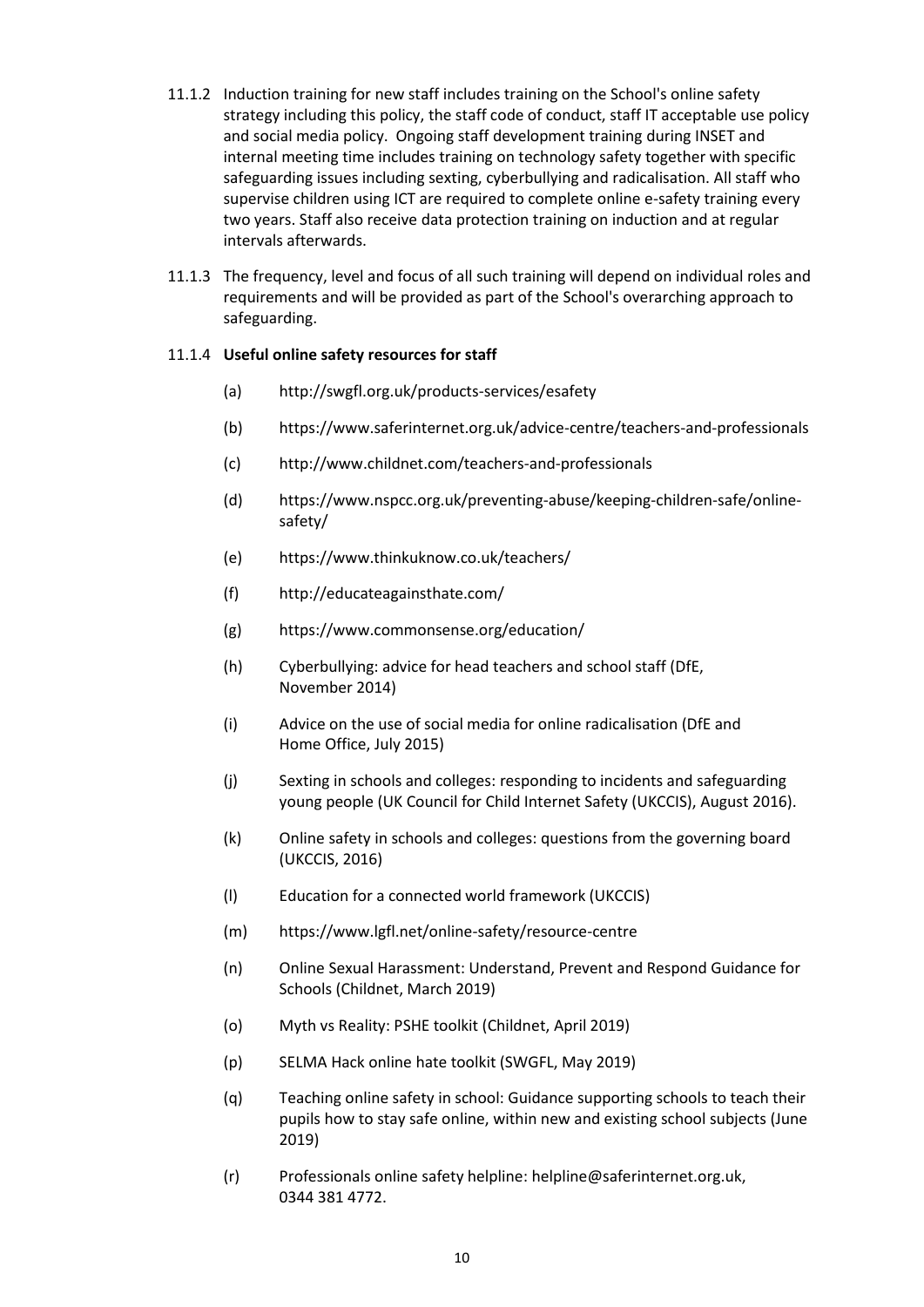11.1.2 Induction training for new staff includes training on the School's online safety strategy including this policy, the staff code of conduct, staff IT acceptable use policy and social media policy. Ongoing staff development training during INSET and internal meeting time includes training on technology safety together with specific safeguarding issues including sexting, cyberbullying and radicalisation. All staff who supervise children using ICT are required to complete online e-safety training every two years. Staff also receive data protection training on induction and at regular intervals afterwards.

11.1.3 The frequency, level and focus of all such training will depend on individual roles and requirements and will be provided as part of the School's overarching approach to safeguarding.

11.1.4 **Useful online safety resources for staff**

(a) http://swgfl.org.uk/products-services/esafety

(b) https://www.saferinternet.org.uk/advice-centre/teachers-and-professionals

(c) http://www.childnet.com/teachers-and-professionals

(d) https://www.nspcc.org.uk/preventing-abuse/keeping-children-safe/online-safety/

(e) https://www.thinkuknow.co.uk/teachers/

(f) http://educateagainsthate.com/

(g) https://www.commonsense.org/education/

(h) Cyberbullying: advice for head teachers and school staff (DfE, November 2014)

(i) Advice on the use of social media for online radicalisation (DfE and Home Office, July 2015)

(j) Sexting in schools and colleges: responding to incidents and safeguarding young people (UK Council for Child Internet Safety (UKCCIS), August 2016).

(k) Online safety in schools and colleges: questions from the governing board (UKCCIS, 2016)

(l) Education for a connected world framework (UKCCIS)

(m) https://www.lgfl.net/online-safety/resource-centre

(n) Online Sexual Harassment: Understand, Prevent and Respond Guidance for Schools (Childnet, March 2019)

(o) Myth vs Reality: PSHE toolkit (Childnet, April 2019)

(p) SELMA Hack online hate toolkit (SWGFL, May 2019)

(q) Teaching online safety in school: Guidance supporting schools to teach their pupils how to stay safe online, within new and existing school subjects (June 2019)

(r) Professionals online safety helpline: helpline@saferinternet.org.uk, 0344 381 4772.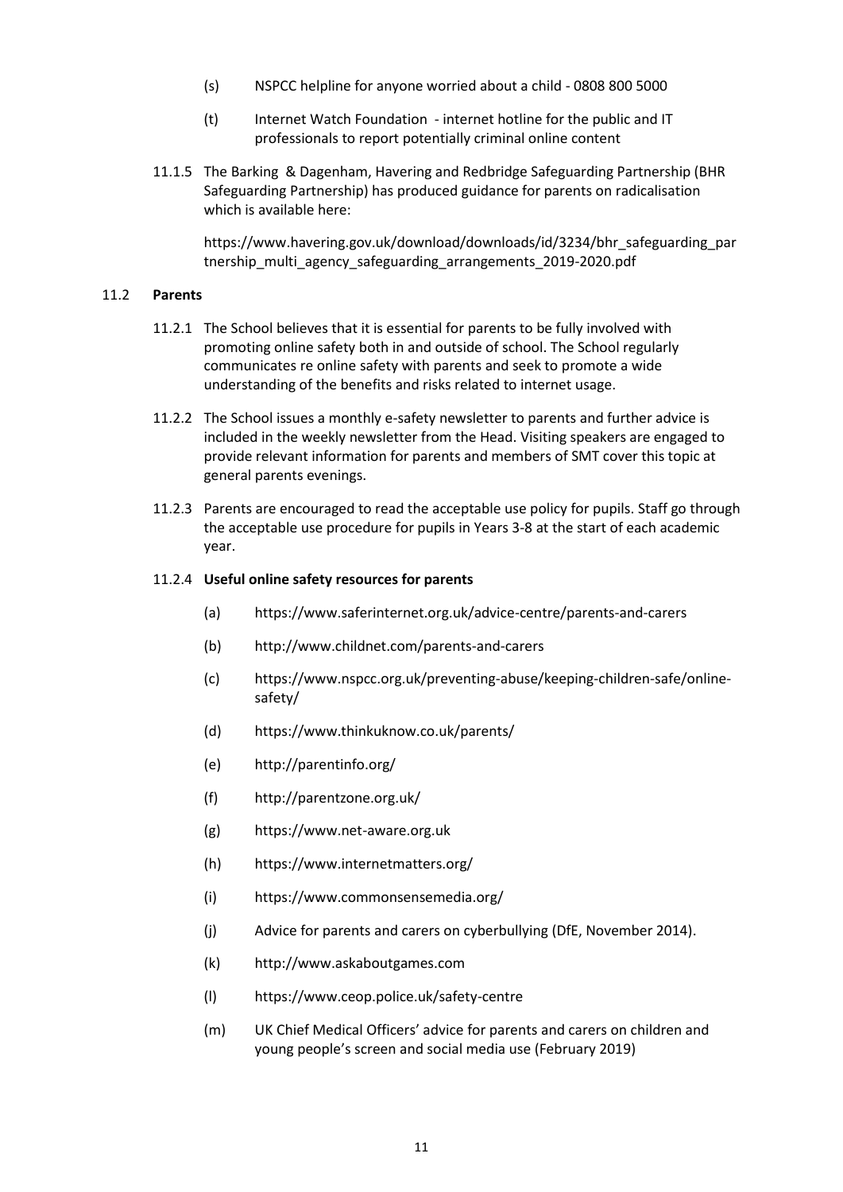(s) NSPCC helpline for anyone worried about a child - 0808 800 5000

(t) Internet Watch Foundation - internet hotline for the public and IT professionals to report potentially criminal online content

11.1.5 The Barking & Dagenham, Havering and Redbridge Safeguarding Partnership (BHR Safeguarding Partnership) has produced guidance for parents on radicalisation which is available here:

https://www.havering.gov.uk/download/downloads/id/3234/bhr_safeguarding_partnership_multi_agency_safeguarding_arrangements_2019-2020.pdf

## 11.2 **Parents**

11.2.1 The School believes that it is essential for parents to be fully involved with promoting online safety both in and outside of school. The School regularly communicates re online safety with parents and seek to promote a wide understanding of the benefits and risks related to internet usage.

11.2.2 The School issues a monthly e-safety newsletter to parents and further advice is included in the weekly newsletter from the Head. Visiting speakers are engaged to provide relevant information for parents and members of SMT cover this topic at general parents evenings.

11.2.3 Parents are encouraged to read the acceptable use policy for pupils. Staff go through the acceptable use procedure for pupils in Years 3-8 at the start of each academic year.

### 11.2.4 **Useful online safety resources for parents**

(a) https://www.saferinternet.org.uk/advice-centre/parents-and-carers

(b) http://www.childnet.com/parents-and-carers

(c) https://www.nspcc.org.uk/preventing-abuse/keeping-children-safe/online-safety/

(d) https://www.thinkuknow.co.uk/parents/

(e) http://parentinfo.org/

(f) http://parentzone.org.uk/

(g) https://www.net-aware.org.uk

(h) https://www.internetmatters.org/

(i) https://www.commonsensemedia.org/

(j) Advice for parents and carers on cyberbullying (DfE, November 2014).

(k) http://www.askaboutgames.com

(l) https://www.ceop.police.uk/safety-centre

(m) UK Chief Medical Officers' advice for parents and carers on children and young people's screen and social media use (February 2019)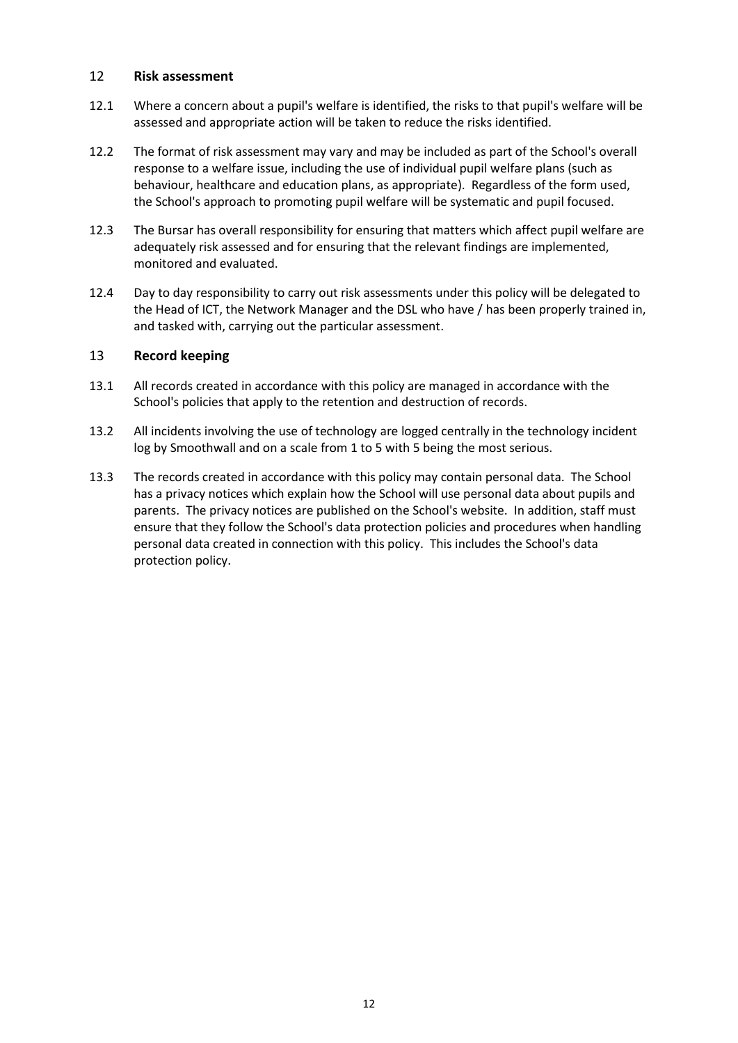## 12 Risk assessment

12.1 Where a concern about a pupil's welfare is identified, the risks to that pupil's welfare will be assessed and appropriate action will be taken to reduce the risks identified.

12.2 The format of risk assessment may vary and may be included as part of the School's overall response to a welfare issue, including the use of individual pupil welfare plans (such as behaviour, healthcare and education plans, as appropriate). Regardless of the form used, the School's approach to promoting pupil welfare will be systematic and pupil focused.

12.3 The Bursar has overall responsibility for ensuring that matters which affect pupil welfare are adequately risk assessed and for ensuring that the relevant findings are implemented, monitored and evaluated.

12.4 Day to day responsibility to carry out risk assessments under this policy will be delegated to the Head of ICT, the Network Manager and the DSL who have / has been properly trained in, and tasked with, carrying out the particular assessment.

## 13 Record keeping

13.1 All records created in accordance with this policy are managed in accordance with the School's policies that apply to the retention and destruction of records.

13.2 All incidents involving the use of technology are logged centrally in the technology incident log by Smoothwall and on a scale from 1 to 5 with 5 being the most serious.

13.3 The records created in accordance with this policy may contain personal data. The School has a privacy notices which explain how the School will use personal data about pupils and parents. The privacy notices are published on the School's website. In addition, staff must ensure that they follow the School's data protection policies and procedures when handling personal data created in connection with this policy. This includes the School's data protection policy.